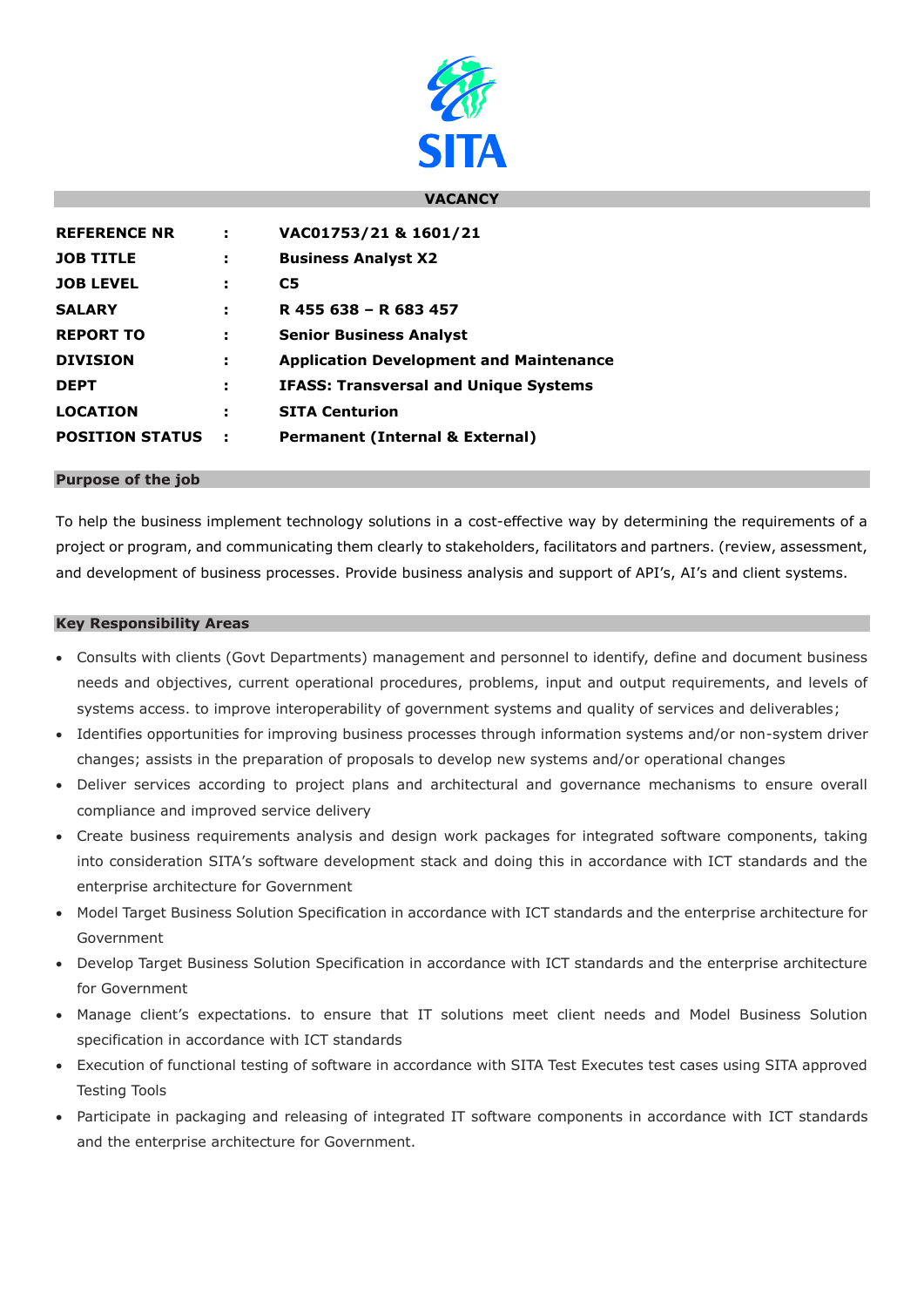SITA

## VACANCY

| | | |
|---|---|---|
| **REFERENCE NR** | **:** | **VAC01753/21 & 1601/21** |
| **JOB TITLE** | **:** | **Business Analyst X2** |
| **JOB LEVEL** | **:** | **C5** |
| **SALARY** | **:** | **R 455 638 – R 683 457** |
| **REPORT TO** | **:** | **Senior Business Analyst** |
| **DIVISION** | **:** | **Application Development and Maintenance** |
| **DEPT** | **:** | **IFASS: Transversal and Unique Systems** |
| **LOCATION** | **:** | **SITA Centurion** |
| **POSITION STATUS** | **:** | **Permanent (Internal & External)** |

## Purpose of the job

To help the business implement technology solutions in a cost-effective way by determining the requirements of a project or program, and communicating them clearly to stakeholders, facilitators and partners. (review, assessment, and development of business processes. Provide business analysis and support of API's, AI's and client systems.

## Key Responsibility Areas

- Consults with clients (Govt Departments) management and personnel to identify, define and document business needs and objectives, current operational procedures, problems, input and output requirements, and levels of systems access. to improve interoperability of government systems and quality of services and deliverables;
- Identifies opportunities for improving business processes through information systems and/or non-system driver changes; assists in the preparation of proposals to develop new systems and/or operational changes
- Deliver services according to project plans and architectural and governance mechanisms to ensure overall compliance and improved service delivery
- Create business requirements analysis and design work packages for integrated software components, taking into consideration SITA's software development stack and doing this in accordance with ICT standards and the enterprise architecture for Government
- Model Target Business Solution Specification in accordance with ICT standards and the enterprise architecture for Government
- Develop Target Business Solution Specification in accordance with ICT standards and the enterprise architecture for Government
- Manage client's expectations. to ensure that IT solutions meet client needs and Model Business Solution specification in accordance with ICT standards
- Execution of functional testing of software in accordance with SITA Test Executes test cases using SITA approved Testing Tools
- Participate in packaging and releasing of integrated IT software components in accordance with ICT standards and the enterprise architecture for Government.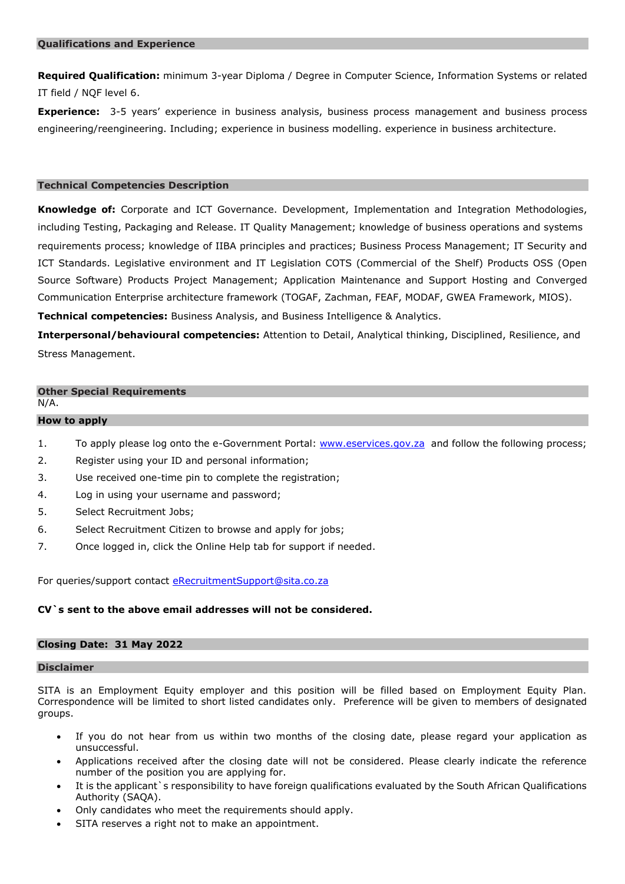## Qualifications and Experience

**Required Qualification:** minimum 3-year Diploma / Degree in Computer Science, Information Systems or related IT field / NQF level 6.

**Experience:** 3-5 years' experience in business analysis, business process management and business process engineering/reengineering. Including; experience in business modelling. experience in business architecture.

## Technical Competencies Description

**Knowledge of:** Corporate and ICT Governance. Development, Implementation and Integration Methodologies, including Testing, Packaging and Release. IT Quality Management; knowledge of business operations and systems requirements process; knowledge of IIBA principles and practices; Business Process Management; IT Security and ICT Standards. Legislative environment and IT Legislation COTS (Commercial of the Shelf) Products OSS (Open Source Software) Products Project Management; Application Maintenance and Support Hosting and Converged Communication Enterprise architecture framework (TOGAF, Zachman, FEAF, MODAF, GWEA Framework, MIOS).

**Technical competencies:** Business Analysis, and Business Intelligence & Analytics.

**Interpersonal/behavioural competencies:** Attention to Detail, Analytical thinking, Disciplined, Resilience, and Stress Management.

## Other Special Requirements

N/A.

## How to apply

1. To apply please log onto the e-Government Portal: www.eservices.gov.za and follow the following process;
2. Register using your ID and personal information;
3. Use received one-time pin to complete the registration;
4. Log in using your username and password;
5. Select Recruitment Jobs;
6. Select Recruitment Citizen to browse and apply for jobs;
7. Once logged in, click the Online Help tab for support if needed.

For queries/support contact eRecruitmentSupport@sita.co.za

**CV`s sent to the above email addresses will not be considered.**

## Closing Date: 31 May 2022

## Disclaimer

SITA is an Employment Equity employer and this position will be filled based on Employment Equity Plan. Correspondence will be limited to short listed candidates only. Preference will be given to members of designated groups.

- If you do not hear from us within two months of the closing date, please regard your application as unsuccessful.
- Applications received after the closing date will not be considered. Please clearly indicate the reference number of the position you are applying for.
- It is the applicant`s responsibility to have foreign qualifications evaluated by the South African Qualifications Authority (SAQA).
- Only candidates who meet the requirements should apply.
- SITA reserves a right not to make an appointment.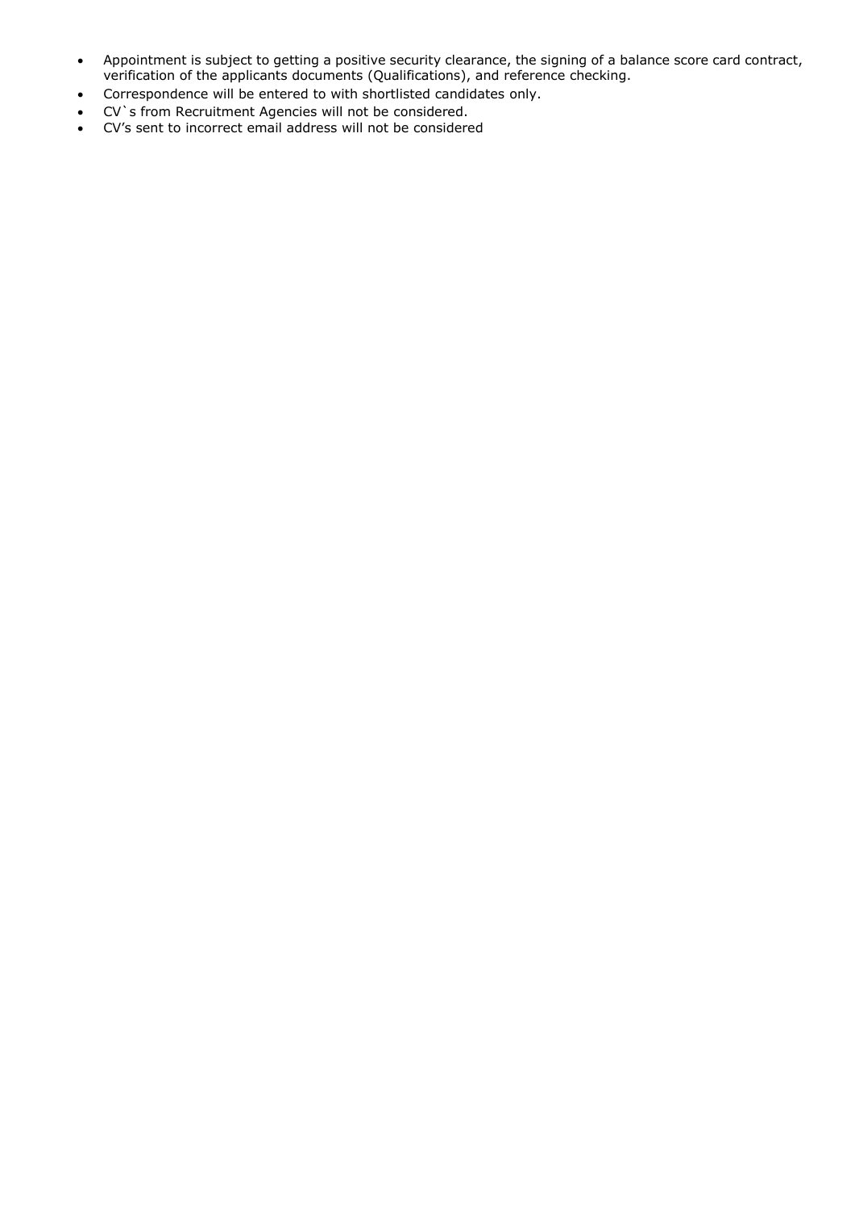- Appointment is subject to getting a positive security clearance, the signing of a balance score card contract, verification of the applicants documents (Qualifications), and reference checking.
- Correspondence will be entered to with shortlisted candidates only.
- CV`s from Recruitment Agencies will not be considered.
- CV's sent to incorrect email address will not be considered